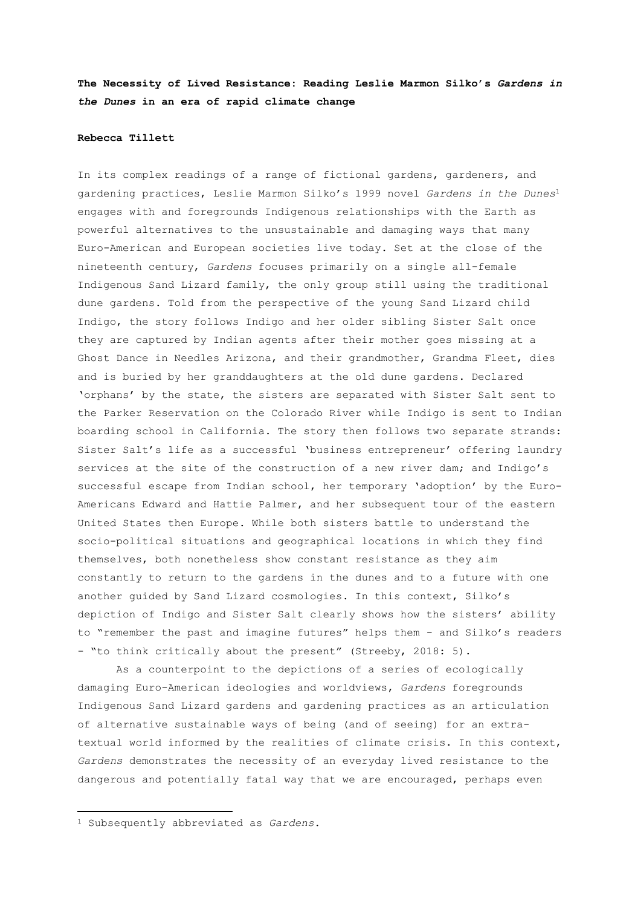# The Necessity of Lived Resistance: Reading Leslie Marmon Silko's *Gardens in the Dunes* in an era of rapid climate change

**Rebecca Tillett**

In its complex readings of a range of fictional gardens, gardeners, and gardening practices, Leslie Marmon Silko's 1999 novel *Gardens in the Dunes*[1] engages with and foregrounds Indigenous relationships with the Earth as powerful alternatives to the unsustainable and damaging ways that many Euro-American and European societies live today. Set at the close of the nineteenth century, *Gardens* focuses primarily on a single all-female Indigenous Sand Lizard family, the only group still using the traditional dune gardens. Told from the perspective of the young Sand Lizard child Indigo, the story follows Indigo and her older sibling Sister Salt once they are captured by Indian agents after their mother goes missing at a Ghost Dance in Needles Arizona, and their grandmother, Grandma Fleet, dies and is buried by her granddaughters at the old dune gardens. Declared 'orphans' by the state, the sisters are separated with Sister Salt sent to the Parker Reservation on the Colorado River while Indigo is sent to Indian boarding school in California. The story then follows two separate strands: Sister Salt's life as a successful 'business entrepreneur' offering laundry services at the site of the construction of a new river dam; and Indigo's successful escape from Indian school, her temporary 'adoption' by the Euro-Americans Edward and Hattie Palmer, and her subsequent tour of the eastern United States then Europe. While both sisters battle to understand the socio-political situations and geographical locations in which they find themselves, both nonetheless show constant resistance as they aim constantly to return to the gardens in the dunes and to a future with one another guided by Sand Lizard cosmologies. In this context, Silko's depiction of Indigo and Sister Salt clearly shows how the sisters' ability to "remember the past and imagine futures" helps them - and Silko's readers - "to think critically about the present" (Streeby, 2018: 5).

As a counterpoint to the depictions of a series of ecologically damaging Euro-American ideologies and worldviews, *Gardens* foregrounds Indigenous Sand Lizard gardens and gardening practices as an articulation of alternative sustainable ways of being (and of seeing) for an extra-textual world informed by the realities of climate crisis. In this context, *Gardens* demonstrates the necessity of an everyday lived resistance to the dangerous and potentially fatal way that we are encouraged, perhaps even

[1] Subsequently abbreviated as *Gardens*.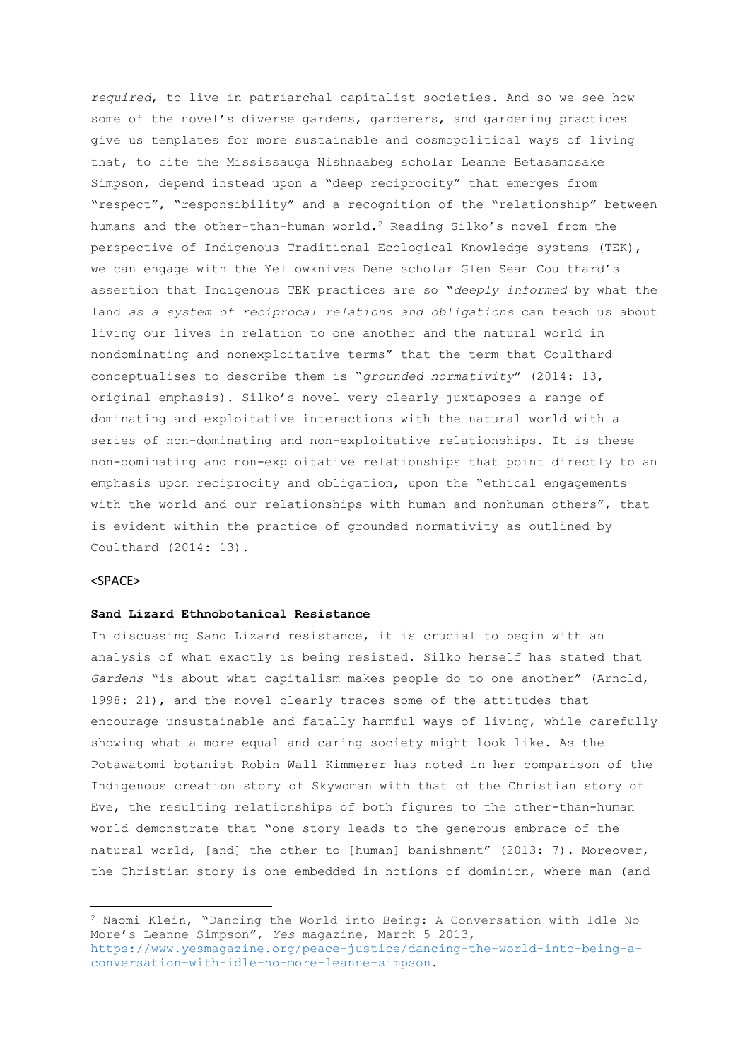*required*, to live in patriarchal capitalist societies. And so we see how some of the novel's diverse gardens, gardeners, and gardening practices give us templates for more sustainable and cosmopolitical ways of living that, to cite the Mississauga Nishnaabeg scholar Leanne Betasamosake Simpson, depend instead upon a "deep reciprocity" that emerges from "respect", "responsibility" and a recognition of the "relationship" between humans and the other-than-human world.[2] Reading Silko's novel from the perspective of Indigenous Traditional Ecological Knowledge systems (TEK), we can engage with the Yellowknives Dene scholar Glen Sean Coulthard's assertion that Indigenous TEK practices are so "*deeply informed* by what the land *as a system of reciprocal relations and obligations* can teach us about living our lives in relation to one another and the natural world in nondominating and nonexploitative terms" that the term that Coulthard conceptualises to describe them is "*grounded normativity*" (2014: 13, original emphasis). Silko's novel very clearly juxtaposes a range of dominating and exploitative interactions with the natural world with a series of non-dominating and non-exploitative relationships. It is these non-dominating and non-exploitative relationships that point directly to an emphasis upon reciprocity and obligation, upon the "ethical engagements with the world and our relationships with human and nonhuman others", that is evident within the practice of grounded normativity as outlined by Coulthard (2014: 13).

<SPACE>

**Sand Lizard Ethnobotanical Resistance**

In discussing Sand Lizard resistance, it is crucial to begin with an analysis of what exactly is being resisted. Silko herself has stated that *Gardens* "is about what capitalism makes people do to one another" (Arnold, 1998: 21), and the novel clearly traces some of the attitudes that encourage unsustainable and fatally harmful ways of living, while carefully showing what a more equal and caring society might look like. As the Potawatomi botanist Robin Wall Kimmerer has noted in her comparison of the Indigenous creation story of Skywoman with that of the Christian story of Eve, the resulting relationships of both figures to the other-than-human world demonstrate that "one story leads to the generous embrace of the natural world, [and] the other to [human] banishment" (2013: 7). Moreover, the Christian story is one embedded in notions of dominion, where man (and

[2] Naomi Klein, "Dancing the World into Being: A Conversation with Idle No More's Leanne Simpson", *Yes* magazine, March 5 2013, https://www.yesmagazine.org/peace-justice/dancing-the-world-into-being-a-conversation-with-idle-no-more-leanne-simpson.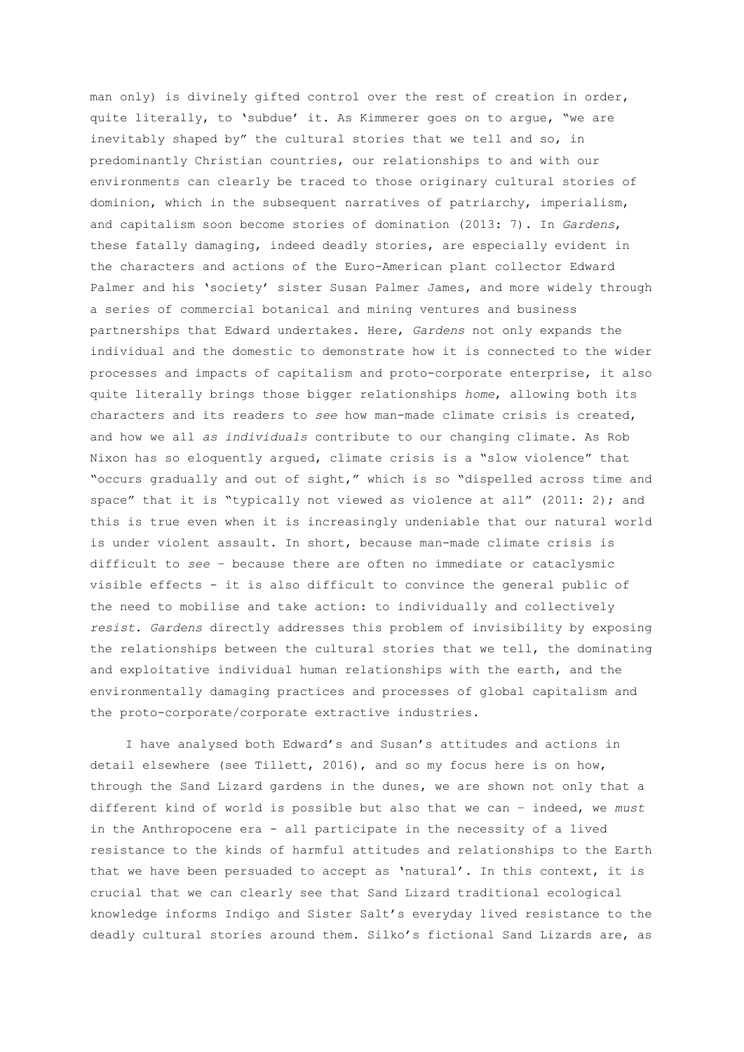man only) is divinely gifted control over the rest of creation in order, quite literally, to 'subdue' it. As Kimmerer goes on to argue, "we are inevitably shaped by" the cultural stories that we tell and so, in predominantly Christian countries, our relationships to and with our environments can clearly be traced to those originary cultural stories of dominion, which in the subsequent narratives of patriarchy, imperialism, and capitalism soon become stories of domination (2013: 7). In *Gardens*, these fatally damaging, indeed deadly stories, are especially evident in the characters and actions of the Euro-American plant collector Edward Palmer and his 'society' sister Susan Palmer James, and more widely through a series of commercial botanical and mining ventures and business partnerships that Edward undertakes. Here, *Gardens* not only expands the individual and the domestic to demonstrate how it is connected to the wider processes and impacts of capitalism and proto-corporate enterprise, it also quite literally brings those bigger relationships *home*, allowing both its characters and its readers to *see* how man-made climate crisis is created, and how we all *as individuals* contribute to our changing climate. As Rob Nixon has so eloquently argued, climate crisis is a "slow violence" that "occurs gradually and out of sight," which is so "dispelled across time and space" that it is "typically not viewed as violence at all" (2011: 2); and this is true even when it is increasingly undeniable that our natural world is under violent assault. In short, because man-made climate crisis is difficult to *see* – because there are often no immediate or cataclysmic visible effects - it is also difficult to convince the general public of the need to mobilise and take action: to individually and collectively *resist*. *Gardens* directly addresses this problem of invisibility by exposing the relationships between the cultural stories that we tell, the dominating and exploitative individual human relationships with the earth, and the environmentally damaging practices and processes of global capitalism and the proto-corporate/corporate extractive industries.

I have analysed both Edward's and Susan's attitudes and actions in detail elsewhere (see Tillett, 2016), and so my focus here is on how, through the Sand Lizard gardens in the dunes, we are shown not only that a different kind of world is possible but also that we can – indeed, we *must* in the Anthropocene era - all participate in the necessity of a lived resistance to the kinds of harmful attitudes and relationships to the Earth that we have been persuaded to accept as 'natural'. In this context, it is crucial that we can clearly see that Sand Lizard traditional ecological knowledge informs Indigo and Sister Salt's everyday lived resistance to the deadly cultural stories around them. Silko's fictional Sand Lizards are, as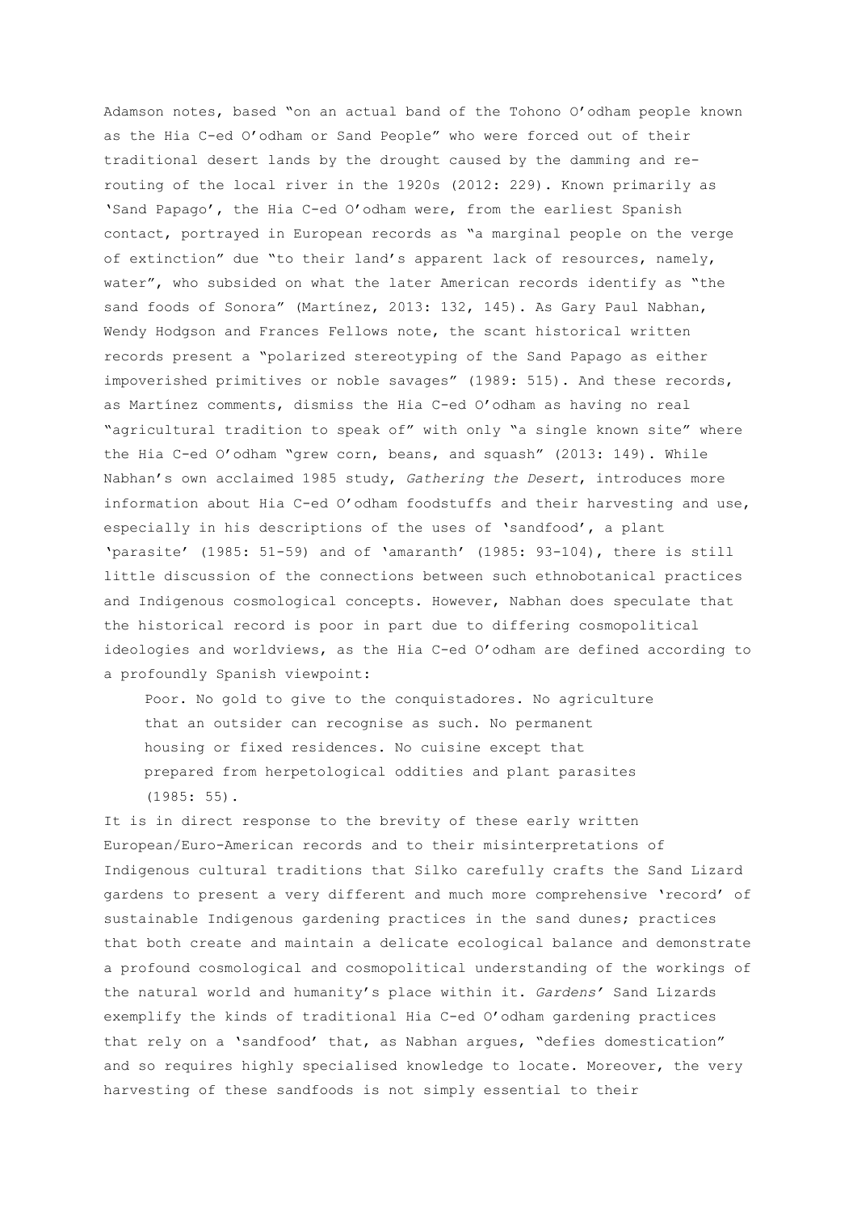Adamson notes, based "on an actual band of the Tohono O'odham people known as the Hia C-ed O'odham or Sand People" who were forced out of their traditional desert lands by the drought caused by the damming and re-routing of the local river in the 1920s (2012: 229). Known primarily as 'Sand Papago', the Hia C-ed O'odham were, from the earliest Spanish contact, portrayed in European records as "a marginal people on the verge of extinction" due "to their land's apparent lack of resources, namely, water", who subsided on what the later American records identify as "the sand foods of Sonora" (Martínez, 2013: 132, 145). As Gary Paul Nabhan, Wendy Hodgson and Frances Fellows note, the scant historical written records present a "polarized stereotyping of the Sand Papago as either impoverished primitives or noble savages" (1989: 515). And these records, as Martínez comments, dismiss the Hia C-ed O'odham as having no real "agricultural tradition to speak of" with only "a single known site" where the Hia C-ed O'odham "grew corn, beans, and squash" (2013: 149). While Nabhan's own acclaimed 1985 study, *Gathering the Desert*, introduces more information about Hia C-ed O'odham foodstuffs and their harvesting and use, especially in his descriptions of the uses of 'sandfood', a plant 'parasite' (1985: 51-59) and of 'amaranth' (1985: 93-104), there is still little discussion of the connections between such ethnobotanical practices and Indigenous cosmological concepts. However, Nabhan does speculate that the historical record is poor in part due to differing cosmopolitical ideologies and worldviews, as the Hia C-ed O'odham are defined according to a profoundly Spanish viewpoint:

> Poor. No gold to give to the conquistadores. No agriculture that an outsider can recognise as such. No permanent housing or fixed residences. No cuisine except that prepared from herpetological oddities and plant parasites (1985: 55).

It is in direct response to the brevity of these early written European/Euro-American records and to their misinterpretations of Indigenous cultural traditions that Silko carefully crafts the Sand Lizard gardens to present a very different and much more comprehensive 'record' of sustainable Indigenous gardening practices in the sand dunes; practices that both create and maintain a delicate ecological balance and demonstrate a profound cosmological and cosmopolitical understanding of the workings of the natural world and humanity's place within it. *Gardens'* Sand Lizards exemplify the kinds of traditional Hia C-ed O'odham gardening practices that rely on a 'sandfood' that, as Nabhan argues, "defies domestication" and so requires highly specialised knowledge to locate. Moreover, the very harvesting of these sandfoods is not simply essential to their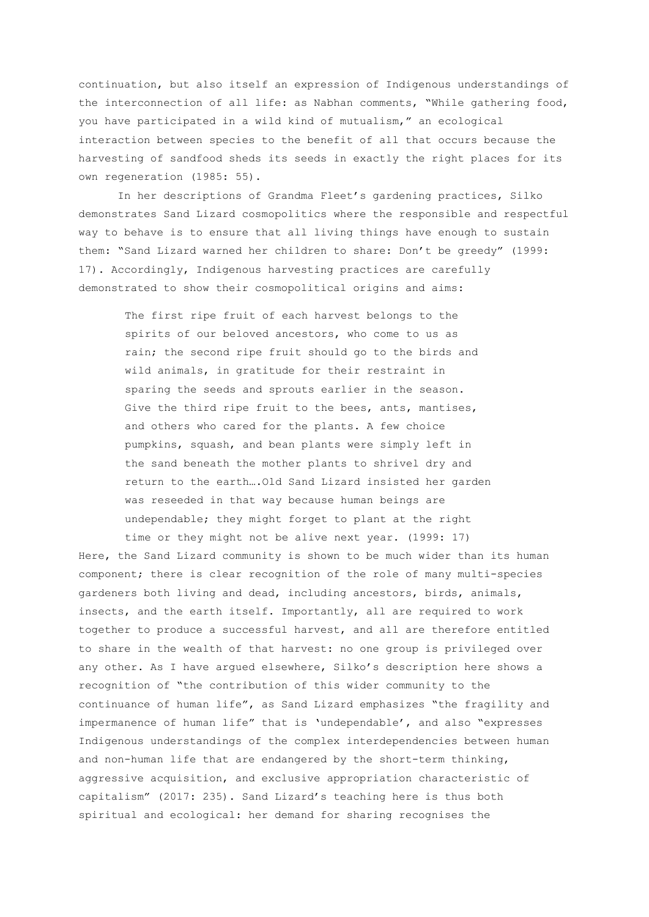continuation, but also itself an expression of Indigenous understandings of the interconnection of all life: as Nabhan comments, "While gathering food, you have participated in a wild kind of mutualism," an ecological interaction between species to the benefit of all that occurs because the harvesting of sandfood sheds its seeds in exactly the right places for its own regeneration (1985: 55).

In her descriptions of Grandma Fleet's gardening practices, Silko demonstrates Sand Lizard cosmopolitics where the responsible and respectful way to behave is to ensure that all living things have enough to sustain them: "Sand Lizard warned her children to share: Don't be greedy" (1999: 17). Accordingly, Indigenous harvesting practices are carefully demonstrated to show their cosmopolitical origins and aims:

> The first ripe fruit of each harvest belongs to the spirits of our beloved ancestors, who come to us as rain; the second ripe fruit should go to the birds and wild animals, in gratitude for their restraint in sparing the seeds and sprouts earlier in the season. Give the third ripe fruit to the bees, ants, mantises, and others who cared for the plants. A few choice pumpkins, squash, and bean plants were simply left in the sand beneath the mother plants to shrivel dry and return to the earth….Old Sand Lizard insisted her garden was reseeded in that way because human beings are undependable; they might forget to plant at the right time or they might not be alive next year. (1999: 17)

Here, the Sand Lizard community is shown to be much wider than its human component; there is clear recognition of the role of many multi-species gardeners both living and dead, including ancestors, birds, animals, insects, and the earth itself. Importantly, all are required to work together to produce a successful harvest, and all are therefore entitled to share in the wealth of that harvest: no one group is privileged over any other. As I have argued elsewhere, Silko's description here shows a recognition of "the contribution of this wider community to the continuance of human life", as Sand Lizard emphasizes "the fragility and impermanence of human life" that is 'undependable', and also "expresses Indigenous understandings of the complex interdependencies between human and non-human life that are endangered by the short-term thinking, aggressive acquisition, and exclusive appropriation characteristic of capitalism" (2017: 235). Sand Lizard's teaching here is thus both spiritual and ecological: her demand for sharing recognises the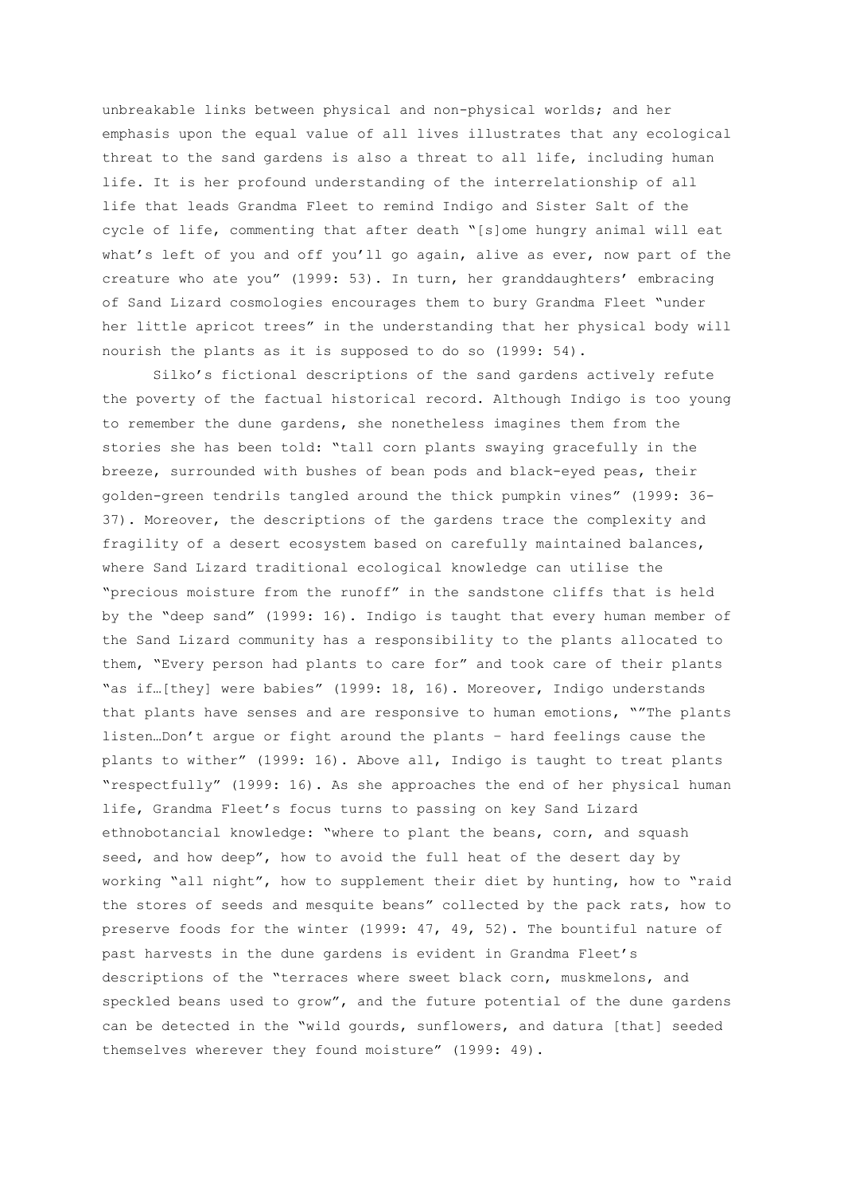unbreakable links between physical and non-physical worlds; and her emphasis upon the equal value of all lives illustrates that any ecological threat to the sand gardens is also a threat to all life, including human life. It is her profound understanding of the interrelationship of all life that leads Grandma Fleet to remind Indigo and Sister Salt of the cycle of life, commenting that after death "[s]ome hungry animal will eat what's left of you and off you'll go again, alive as ever, now part of the creature who ate you" (1999: 53). In turn, her granddaughters' embracing of Sand Lizard cosmologies encourages them to bury Grandma Fleet "under her little apricot trees" in the understanding that her physical body will nourish the plants as it is supposed to do so (1999: 54).

Silko's fictional descriptions of the sand gardens actively refute the poverty of the factual historical record. Although Indigo is too young to remember the dune gardens, she nonetheless imagines them from the stories she has been told: "tall corn plants swaying gracefully in the breeze, surrounded with bushes of bean pods and black-eyed peas, their golden-green tendrils tangled around the thick pumpkin vines" (1999: 36-37). Moreover, the descriptions of the gardens trace the complexity and fragility of a desert ecosystem based on carefully maintained balances, where Sand Lizard traditional ecological knowledge can utilise the "precious moisture from the runoff" in the sandstone cliffs that is held by the "deep sand" (1999: 16). Indigo is taught that every human member of the Sand Lizard community has a responsibility to the plants allocated to them, "Every person had plants to care for" and took care of their plants "as if…[they] were babies" (1999: 18, 16). Moreover, Indigo understands that plants have senses and are responsive to human emotions, ""The plants listen…Don't argue or fight around the plants – hard feelings cause the plants to wither" (1999: 16). Above all, Indigo is taught to treat plants "respectfully" (1999: 16). As she approaches the end of her physical human life, Grandma Fleet's focus turns to passing on key Sand Lizard ethnobotancial knowledge: "where to plant the beans, corn, and squash seed, and how deep", how to avoid the full heat of the desert day by working "all night", how to supplement their diet by hunting, how to "raid the stores of seeds and mesquite beans" collected by the pack rats, how to preserve foods for the winter (1999: 47, 49, 52). The bountiful nature of past harvests in the dune gardens is evident in Grandma Fleet's descriptions of the "terraces where sweet black corn, muskmelons, and speckled beans used to grow", and the future potential of the dune gardens can be detected in the "wild gourds, sunflowers, and datura [that] seeded themselves wherever they found moisture" (1999: 49).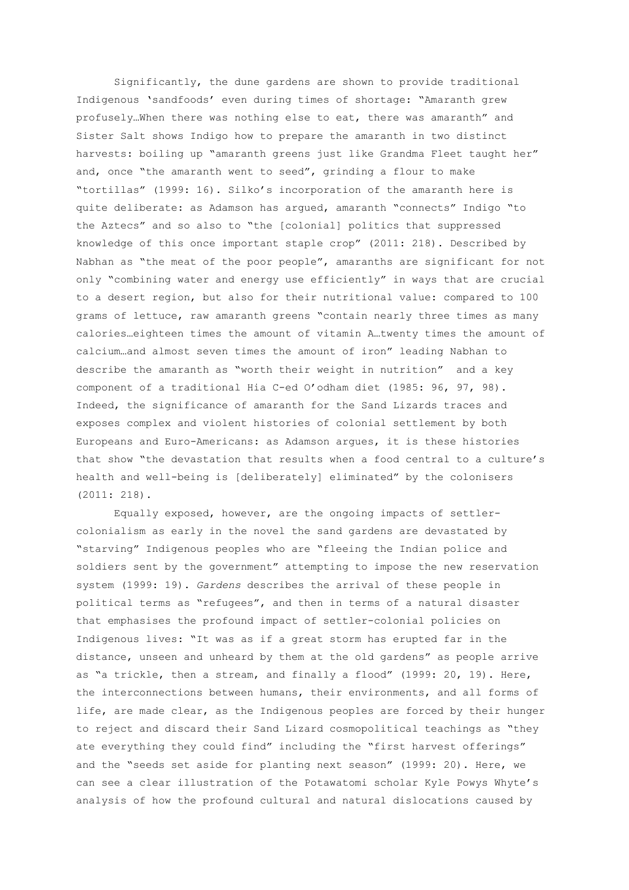Significantly, the dune gardens are shown to provide traditional Indigenous 'sandfoods' even during times of shortage: "Amaranth grew profusely…When there was nothing else to eat, there was amaranth" and Sister Salt shows Indigo how to prepare the amaranth in two distinct harvests: boiling up "amaranth greens just like Grandma Fleet taught her" and, once "the amaranth went to seed", grinding a flour to make "tortillas" (1999: 16). Silko's incorporation of the amaranth here is quite deliberate: as Adamson has argued, amaranth "connects" Indigo "to the Aztecs" and so also to "the [colonial] politics that suppressed knowledge of this once important staple crop" (2011: 218). Described by Nabhan as "the meat of the poor people", amaranths are significant for not only "combining water and energy use efficiently" in ways that are crucial to a desert region, but also for their nutritional value: compared to 100 grams of lettuce, raw amaranth greens "contain nearly three times as many calories…eighteen times the amount of vitamin A…twenty times the amount of calcium…and almost seven times the amount of iron" leading Nabhan to describe the amaranth as "worth their weight in nutrition" and a key component of a traditional Hia C-ed O'odham diet (1985: 96, 97, 98). Indeed, the significance of amaranth for the Sand Lizards traces and exposes complex and violent histories of colonial settlement by both Europeans and Euro-Americans: as Adamson argues, it is these histories that show "the devastation that results when a food central to a culture's health and well-being is [deliberately] eliminated" by the colonisers (2011: 218).

Equally exposed, however, are the ongoing impacts of settler-colonialism as early in the novel the sand gardens are devastated by "starving" Indigenous peoples who are "fleeing the Indian police and soldiers sent by the government" attempting to impose the new reservation system (1999: 19). *Gardens* describes the arrival of these people in political terms as "refugees", and then in terms of a natural disaster that emphasises the profound impact of settler-colonial policies on Indigenous lives: "It was as if a great storm has erupted far in the distance, unseen and unheard by them at the old gardens" as people arrive as "a trickle, then a stream, and finally a flood" (1999: 20, 19). Here, the interconnections between humans, their environments, and all forms of life, are made clear, as the Indigenous peoples are forced by their hunger to reject and discard their Sand Lizard cosmopolitical teachings as "they ate everything they could find" including the "first harvest offerings" and the "seeds set aside for planting next season" (1999: 20). Here, we can see a clear illustration of the Potawatomi scholar Kyle Powys Whyte's analysis of how the profound cultural and natural dislocations caused by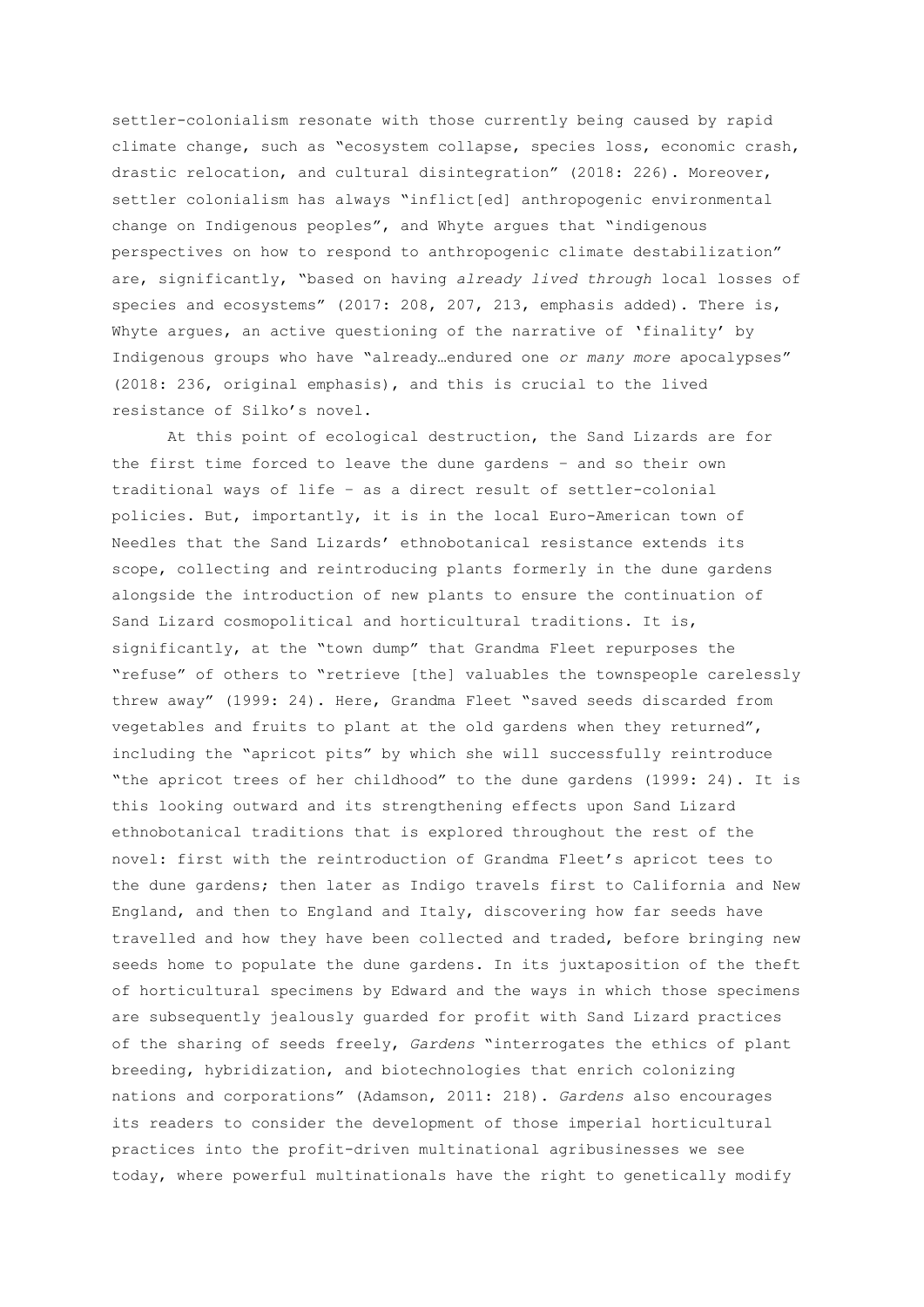settler-colonialism resonate with those currently being caused by rapid climate change, such as "ecosystem collapse, species loss, economic crash, drastic relocation, and cultural disintegration" (2018: 226). Moreover, settler colonialism has always "inflict[ed] anthropogenic environmental change on Indigenous peoples", and Whyte argues that "indigenous perspectives on how to respond to anthropogenic climate destabilization" are, significantly, "based on having *already lived through* local losses of species and ecosystems" (2017: 208, 207, 213, emphasis added). There is, Whyte argues, an active questioning of the narrative of 'finality' by Indigenous groups who have "already…endured one *or many more* apocalypses" (2018: 236, original emphasis), and this is crucial to the lived resistance of Silko's novel.

At this point of ecological destruction, the Sand Lizards are for the first time forced to leave the dune gardens – and so their own traditional ways of life – as a direct result of settler-colonial policies. But, importantly, it is in the local Euro-American town of Needles that the Sand Lizards' ethnobotanical resistance extends its scope, collecting and reintroducing plants formerly in the dune gardens alongside the introduction of new plants to ensure the continuation of Sand Lizard cosmopolitical and horticultural traditions. It is, significantly, at the "town dump" that Grandma Fleet repurposes the "refuse" of others to "retrieve [the] valuables the townspeople carelessly threw away" (1999: 24). Here, Grandma Fleet "saved seeds discarded from vegetables and fruits to plant at the old gardens when they returned", including the "apricot pits" by which she will successfully reintroduce "the apricot trees of her childhood" to the dune gardens (1999: 24). It is this looking outward and its strengthening effects upon Sand Lizard ethnobotanical traditions that is explored throughout the rest of the novel: first with the reintroduction of Grandma Fleet's apricot tees to the dune gardens; then later as Indigo travels first to California and New England, and then to England and Italy, discovering how far seeds have travelled and how they have been collected and traded, before bringing new seeds home to populate the dune gardens. In its juxtaposition of the theft of horticultural specimens by Edward and the ways in which those specimens are subsequently jealously guarded for profit with Sand Lizard practices of the sharing of seeds freely, *Gardens* "interrogates the ethics of plant breeding, hybridization, and biotechnologies that enrich colonizing nations and corporations" (Adamson, 2011: 218). *Gardens* also encourages its readers to consider the development of those imperial horticultural practices into the profit-driven multinational agribusinesses we see today, where powerful multinationals have the right to genetically modify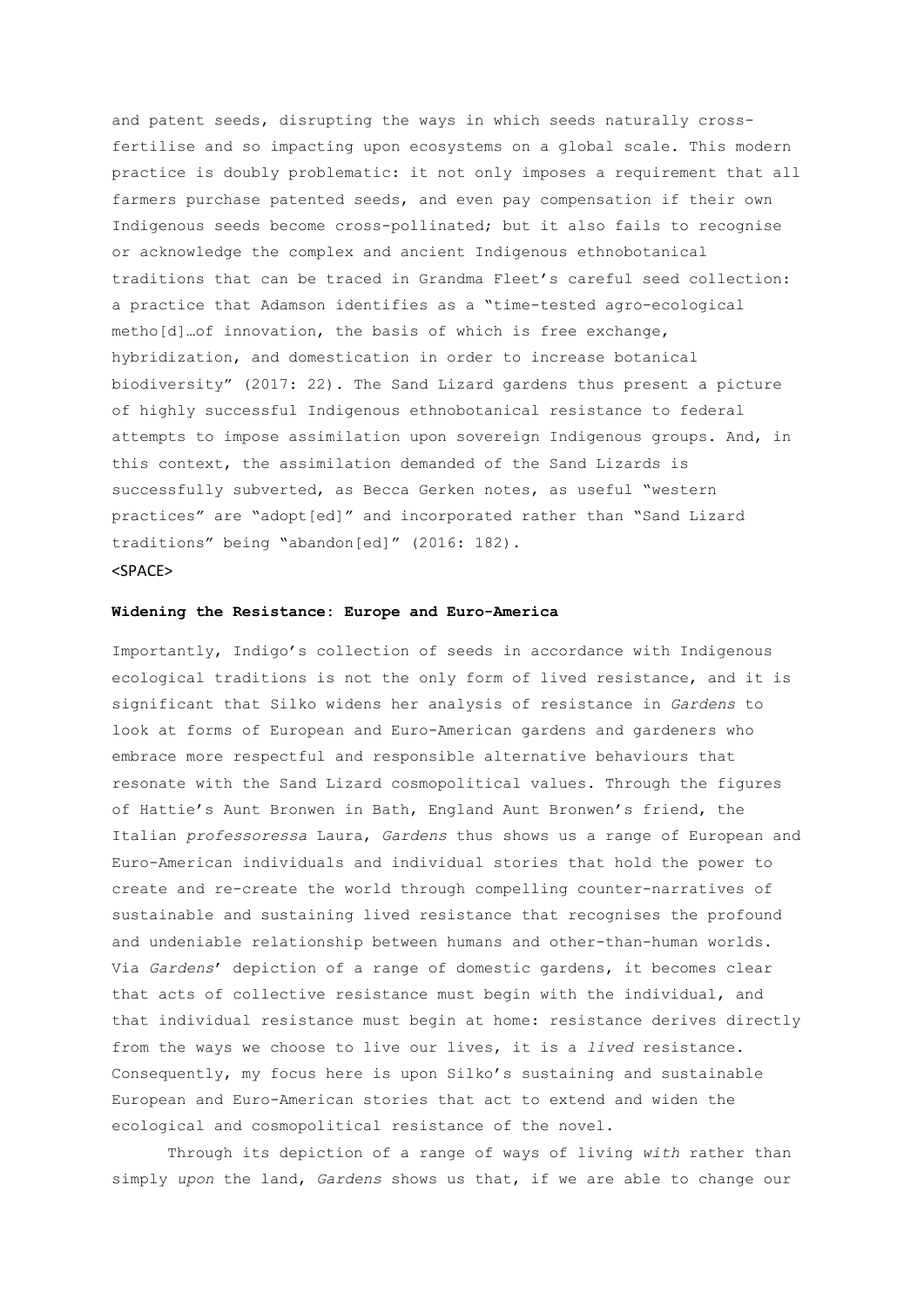and patent seeds, disrupting the ways in which seeds naturally cross-fertilise and so impacting upon ecosystems on a global scale. This modern practice is doubly problematic: it not only imposes a requirement that all farmers purchase patented seeds, and even pay compensation if their own Indigenous seeds become cross-pollinated; but it also fails to recognise or acknowledge the complex and ancient Indigenous ethnobotanical traditions that can be traced in Grandma Fleet's careful seed collection: a practice that Adamson identifies as a "time-tested agro-ecological metho[d]…of innovation, the basis of which is free exchange, hybridization, and domestication in order to increase botanical biodiversity" (2017: 22). The Sand Lizard gardens thus present a picture of highly successful Indigenous ethnobotanical resistance to federal attempts to impose assimilation upon sovereign Indigenous groups. And, in this context, the assimilation demanded of the Sand Lizards is successfully subverted, as Becca Gerken notes, as useful "western practices" are "adopt[ed]" and incorporated rather than "Sand Lizard traditions" being "abandon[ed]" (2016: 182).

<SPACE>

**Widening the Resistance: Europe and Euro-America**

Importantly, Indigo's collection of seeds in accordance with Indigenous ecological traditions is not the only form of lived resistance, and it is significant that Silko widens her analysis of resistance in *Gardens* to look at forms of European and Euro-American gardens and gardeners who embrace more respectful and responsible alternative behaviours that resonate with the Sand Lizard cosmopolitical values. Through the figures of Hattie's Aunt Bronwen in Bath, England Aunt Bronwen's friend, the Italian *professoressa* Laura, *Gardens* thus shows us a range of European and Euro-American individuals and individual stories that hold the power to create and re-create the world through compelling counter-narratives of sustainable and sustaining lived resistance that recognises the profound and undeniable relationship between humans and other-than-human worlds. Via *Gardens*' depiction of a range of domestic gardens, it becomes clear that acts of collective resistance must begin with the individual, and that individual resistance must begin at home: resistance derives directly from the ways we choose to live our lives, it is a *lived* resistance. Consequently, my focus here is upon Silko's sustaining and sustainable European and Euro-American stories that act to extend and widen the ecological and cosmopolitical resistance of the novel.

Through its depiction of a range of ways of living *with* rather than simply *upon* the land, *Gardens* shows us that, if we are able to change our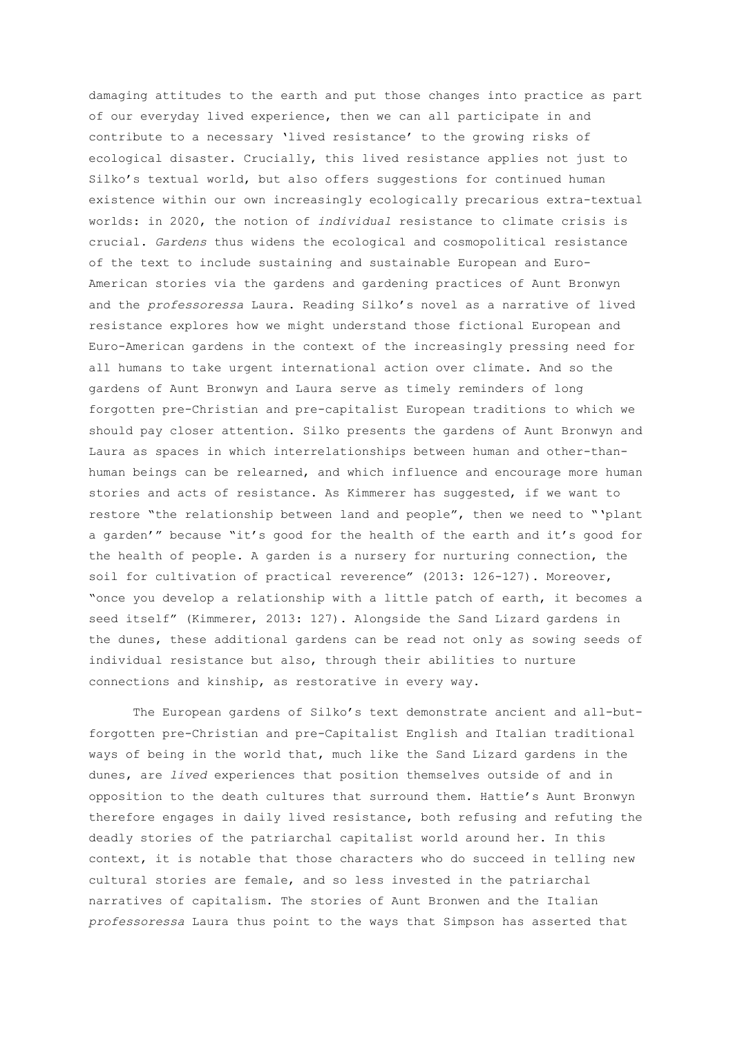damaging attitudes to the earth and put those changes into practice as part of our everyday lived experience, then we can all participate in and contribute to a necessary 'lived resistance' to the growing risks of ecological disaster. Crucially, this lived resistance applies not just to Silko's textual world, but also offers suggestions for continued human existence within our own increasingly ecologically precarious extra-textual worlds: in 2020, the notion of *individual* resistance to climate crisis is crucial. *Gardens* thus widens the ecological and cosmopolitical resistance of the text to include sustaining and sustainable European and Euro-American stories via the gardens and gardening practices of Aunt Bronwyn and the *professoressa* Laura. Reading Silko's novel as a narrative of lived resistance explores how we might understand those fictional European and Euro-American gardens in the context of the increasingly pressing need for all humans to take urgent international action over climate. And so the gardens of Aunt Bronwyn and Laura serve as timely reminders of long forgotten pre-Christian and pre-capitalist European traditions to which we should pay closer attention. Silko presents the gardens of Aunt Bronwyn and Laura as spaces in which interrelationships between human and other-than-human beings can be relearned, and which influence and encourage more human stories and acts of resistance. As Kimmerer has suggested, if we want to restore "the relationship between land and people", then we need to "'plant a garden'" because "it's good for the health of the earth and it's good for the health of people. A garden is a nursery for nurturing connection, the soil for cultivation of practical reverence" (2013: 126-127). Moreover, "once you develop a relationship with a little patch of earth, it becomes a seed itself" (Kimmerer, 2013: 127). Alongside the Sand Lizard gardens in the dunes, these additional gardens can be read not only as sowing seeds of individual resistance but also, through their abilities to nurture connections and kinship, as restorative in every way.

The European gardens of Silko's text demonstrate ancient and all-but-forgotten pre-Christian and pre-Capitalist English and Italian traditional ways of being in the world that, much like the Sand Lizard gardens in the dunes, are *lived* experiences that position themselves outside of and in opposition to the death cultures that surround them. Hattie's Aunt Bronwyn therefore engages in daily lived resistance, both refusing and refuting the deadly stories of the patriarchal capitalist world around her. In this context, it is notable that those characters who do succeed in telling new cultural stories are female, and so less invested in the patriarchal narratives of capitalism. The stories of Aunt Bronwen and the Italian *professoressa* Laura thus point to the ways that Simpson has asserted that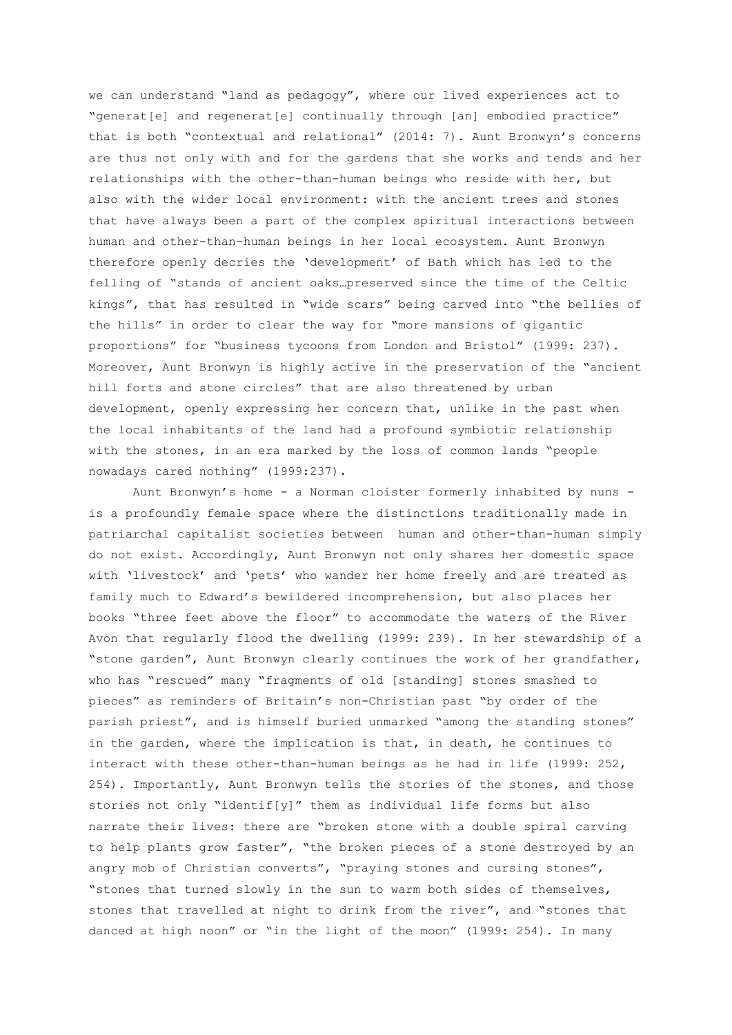we can understand "land as pedagogy", where our lived experiences act to "generat[e] and regenerat[e] continually through [an] embodied practice" that is both "contextual and relational" (2014: 7). Aunt Bronwyn's concerns are thus not only with and for the gardens that she works and tends and her relationships with the other-than-human beings who reside with her, but also with the wider local environment: with the ancient trees and stones that have always been a part of the complex spiritual interactions between human and other-than-human beings in her local ecosystem. Aunt Bronwyn therefore openly decries the 'development' of Bath which has led to the felling of "stands of ancient oaks…preserved since the time of the Celtic kings", that has resulted in "wide scars" being carved into "the bellies of the hills" in order to clear the way for "more mansions of gigantic proportions" for "business tycoons from London and Bristol" (1999: 237). Moreover, Aunt Bronwyn is highly active in the preservation of the "ancient hill forts and stone circles" that are also threatened by urban development, openly expressing her concern that, unlike in the past when the local inhabitants of the land had a profound symbiotic relationship with the stones, in an era marked by the loss of common lands "people nowadays cared nothing" (1999:237).

Aunt Bronwyn's home - a Norman cloister formerly inhabited by nuns - is a profoundly female space where the distinctions traditionally made in patriarchal capitalist societies between human and other-than-human simply do not exist. Accordingly, Aunt Bronwyn not only shares her domestic space with 'livestock' and 'pets' who wander her home freely and are treated as family much to Edward's bewildered incomprehension, but also places her books "three feet above the floor" to accommodate the waters of the River Avon that regularly flood the dwelling (1999: 239). In her stewardship of a "stone garden", Aunt Bronwyn clearly continues the work of her grandfather, who has "rescued" many "fragments of old [standing] stones smashed to pieces" as reminders of Britain's non-Christian past "by order of the parish priest", and is himself buried unmarked "among the standing stones" in the garden, where the implication is that, in death, he continues to interact with these other-than-human beings as he had in life (1999: 252, 254). Importantly, Aunt Bronwyn tells the stories of the stones, and those stories not only "identif[y]" them as individual life forms but also narrate their lives: there are "broken stone with a double spiral carving to help plants grow faster", "the broken pieces of a stone destroyed by an angry mob of Christian converts", "praying stones and cursing stones", "stones that turned slowly in the sun to warm both sides of themselves, stones that travelled at night to drink from the river", and "stones that danced at high noon" or "in the light of the moon" (1999: 254). In many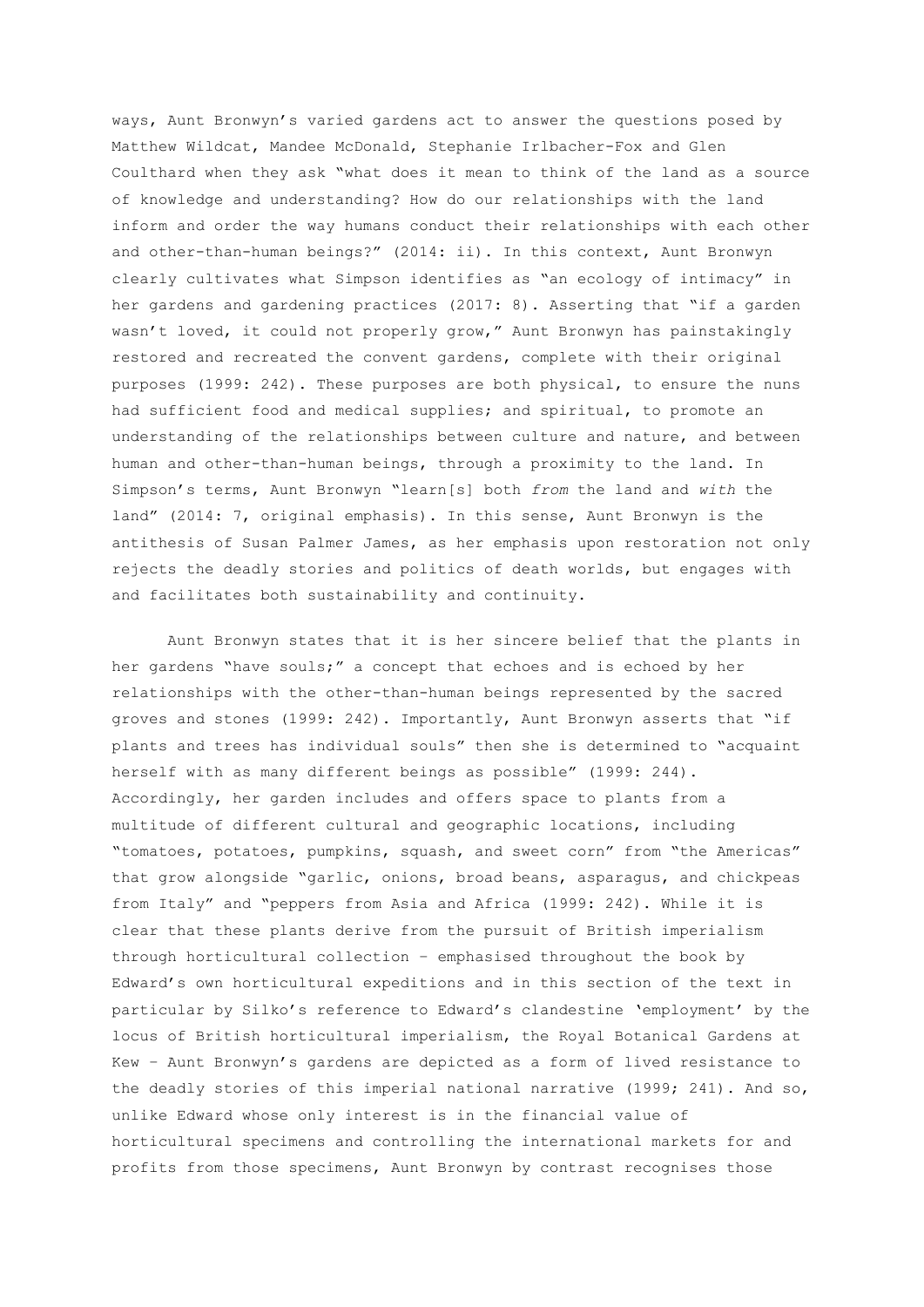ways, Aunt Bronwyn's varied gardens act to answer the questions posed by Matthew Wildcat, Mandee McDonald, Stephanie Irlbacher-Fox and Glen Coulthard when they ask "what does it mean to think of the land as a source of knowledge and understanding? How do our relationships with the land inform and order the way humans conduct their relationships with each other and other-than-human beings?" (2014: ii). In this context, Aunt Bronwyn clearly cultivates what Simpson identifies as "an ecology of intimacy" in her gardens and gardening practices (2017: 8). Asserting that "if a garden wasn't loved, it could not properly grow," Aunt Bronwyn has painstakingly restored and recreated the convent gardens, complete with their original purposes (1999: 242). These purposes are both physical, to ensure the nuns had sufficient food and medical supplies; and spiritual, to promote an understanding of the relationships between culture and nature, and between human and other-than-human beings, through a proximity to the land. In Simpson's terms, Aunt Bronwyn "learn[s] both *from* the land and *with* the land" (2014: 7, original emphasis). In this sense, Aunt Bronwyn is the antithesis of Susan Palmer James, as her emphasis upon restoration not only rejects the deadly stories and politics of death worlds, but engages with and facilitates both sustainability and continuity.

Aunt Bronwyn states that it is her sincere belief that the plants in her gardens "have souls;" a concept that echoes and is echoed by her relationships with the other-than-human beings represented by the sacred groves and stones (1999: 242). Importantly, Aunt Bronwyn asserts that "if plants and trees has individual souls" then she is determined to "acquaint herself with as many different beings as possible" (1999: 244). Accordingly, her garden includes and offers space to plants from a multitude of different cultural and geographic locations, including "tomatoes, potatoes, pumpkins, squash, and sweet corn" from "the Americas" that grow alongside "garlic, onions, broad beans, asparagus, and chickpeas from Italy" and "peppers from Asia and Africa (1999: 242). While it is clear that these plants derive from the pursuit of British imperialism through horticultural collection – emphasised throughout the book by Edward's own horticultural expeditions and in this section of the text in particular by Silko's reference to Edward's clandestine 'employment' by the locus of British horticultural imperialism, the Royal Botanical Gardens at Kew – Aunt Bronwyn's gardens are depicted as a form of lived resistance to the deadly stories of this imperial national narrative (1999; 241). And so, unlike Edward whose only interest is in the financial value of horticultural specimens and controlling the international markets for and profits from those specimens, Aunt Bronwyn by contrast recognises those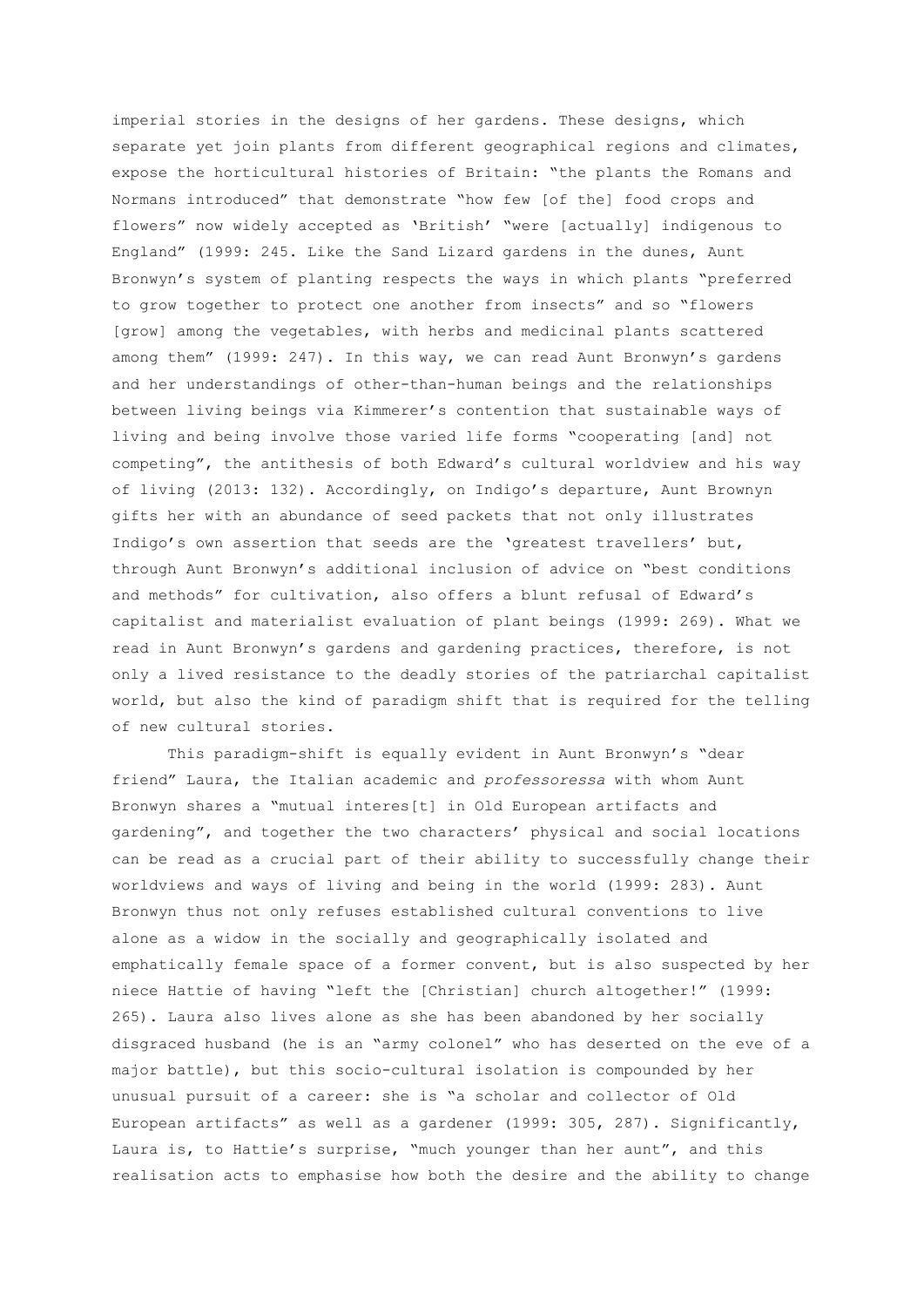imperial stories in the designs of her gardens. These designs, which separate yet join plants from different geographical regions and climates, expose the horticultural histories of Britain: "the plants the Romans and Normans introduced" that demonstrate "how few [of the] food crops and flowers" now widely accepted as 'British' "were [actually] indigenous to England" (1999: 245. Like the Sand Lizard gardens in the dunes, Aunt Bronwyn's system of planting respects the ways in which plants "preferred to grow together to protect one another from insects" and so "flowers [grow] among the vegetables, with herbs and medicinal plants scattered among them" (1999: 247). In this way, we can read Aunt Bronwyn's gardens and her understandings of other-than-human beings and the relationships between living beings via Kimmerer's contention that sustainable ways of living and being involve those varied life forms "cooperating [and] not competing", the antithesis of both Edward's cultural worldview and his way of living (2013: 132). Accordingly, on Indigo's departure, Aunt Brownyn gifts her with an abundance of seed packets that not only illustrates Indigo's own assertion that seeds are the 'greatest travellers' but, through Aunt Bronwyn's additional inclusion of advice on "best conditions and methods" for cultivation, also offers a blunt refusal of Edward's capitalist and materialist evaluation of plant beings (1999: 269). What we read in Aunt Bronwyn's gardens and gardening practices, therefore, is not only a lived resistance to the deadly stories of the patriarchal capitalist world, but also the kind of paradigm shift that is required for the telling of new cultural stories.

This paradigm-shift is equally evident in Aunt Bronwyn's "dear friend" Laura, the Italian academic and *professoressa* with whom Aunt Bronwyn shares a "mutual interes[t] in Old European artifacts and gardening", and together the two characters' physical and social locations can be read as a crucial part of their ability to successfully change their worldviews and ways of living and being in the world (1999: 283). Aunt Bronwyn thus not only refuses established cultural conventions to live alone as a widow in the socially and geographically isolated and emphatically female space of a former convent, but is also suspected by her niece Hattie of having "left the [Christian] church altogether!" (1999: 265). Laura also lives alone as she has been abandoned by her socially disgraced husband (he is an "army colonel" who has deserted on the eve of a major battle), but this socio-cultural isolation is compounded by her unusual pursuit of a career: she is "a scholar and collector of Old European artifacts" as well as a gardener (1999: 305, 287). Significantly, Laura is, to Hattie's surprise, "much younger than her aunt", and this realisation acts to emphasise how both the desire and the ability to change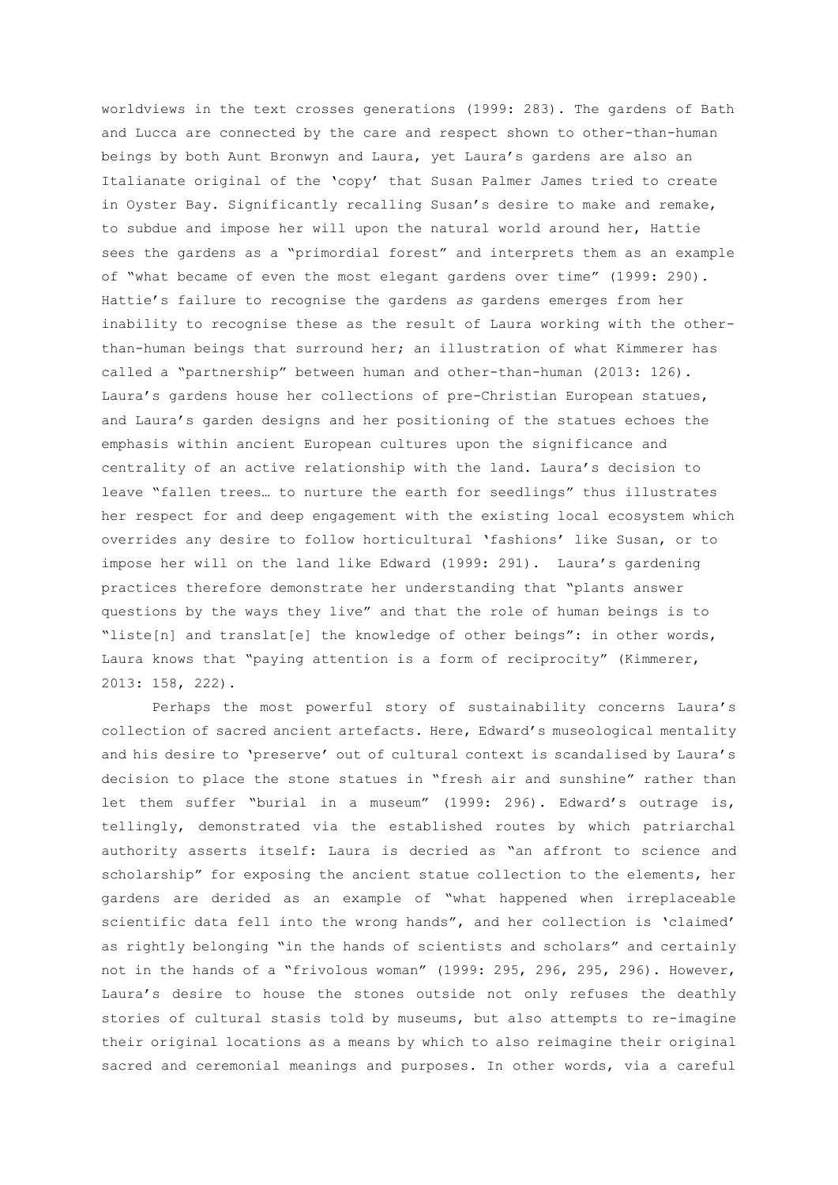worldviews in the text crosses generations (1999: 283). The gardens of Bath and Lucca are connected by the care and respect shown to other-than-human beings by both Aunt Bronwyn and Laura, yet Laura's gardens are also an Italianate original of the 'copy' that Susan Palmer James tried to create in Oyster Bay. Significantly recalling Susan's desire to make and remake, to subdue and impose her will upon the natural world around her, Hattie sees the gardens as a "primordial forest" and interprets them as an example of "what became of even the most elegant gardens over time" (1999: 290). Hattie's failure to recognise the gardens *as* gardens emerges from her inability to recognise these as the result of Laura working with the other-than-human beings that surround her; an illustration of what Kimmerer has called a "partnership" between human and other-than-human (2013: 126). Laura's gardens house her collections of pre-Christian European statues, and Laura's garden designs and her positioning of the statues echoes the emphasis within ancient European cultures upon the significance and centrality of an active relationship with the land. Laura's decision to leave "fallen trees… to nurture the earth for seedlings" thus illustrates her respect for and deep engagement with the existing local ecosystem which overrides any desire to follow horticultural 'fashions' like Susan, or to impose her will on the land like Edward (1999: 291). Laura's gardening practices therefore demonstrate her understanding that "plants answer questions by the ways they live" and that the role of human beings is to "liste[n] and translat[e] the knowledge of other beings": in other words, Laura knows that "paying attention is a form of reciprocity" (Kimmerer, 2013: 158, 222).

Perhaps the most powerful story of sustainability concerns Laura's collection of sacred ancient artefacts. Here, Edward's museological mentality and his desire to 'preserve' out of cultural context is scandalised by Laura's decision to place the stone statues in "fresh air and sunshine" rather than let them suffer "burial in a museum" (1999: 296). Edward's outrage is, tellingly, demonstrated via the established routes by which patriarchal authority asserts itself: Laura is decried as "an affront to science and scholarship" for exposing the ancient statue collection to the elements, her gardens are derided as an example of "what happened when irreplaceable scientific data fell into the wrong hands", and her collection is 'claimed' as rightly belonging "in the hands of scientists and scholars" and certainly not in the hands of a "frivolous woman" (1999: 295, 296, 295, 296). However, Laura's desire to house the stones outside not only refuses the deathly stories of cultural stasis told by museums, but also attempts to re-imagine their original locations as a means by which to also reimagine their original sacred and ceremonial meanings and purposes. In other words, via a careful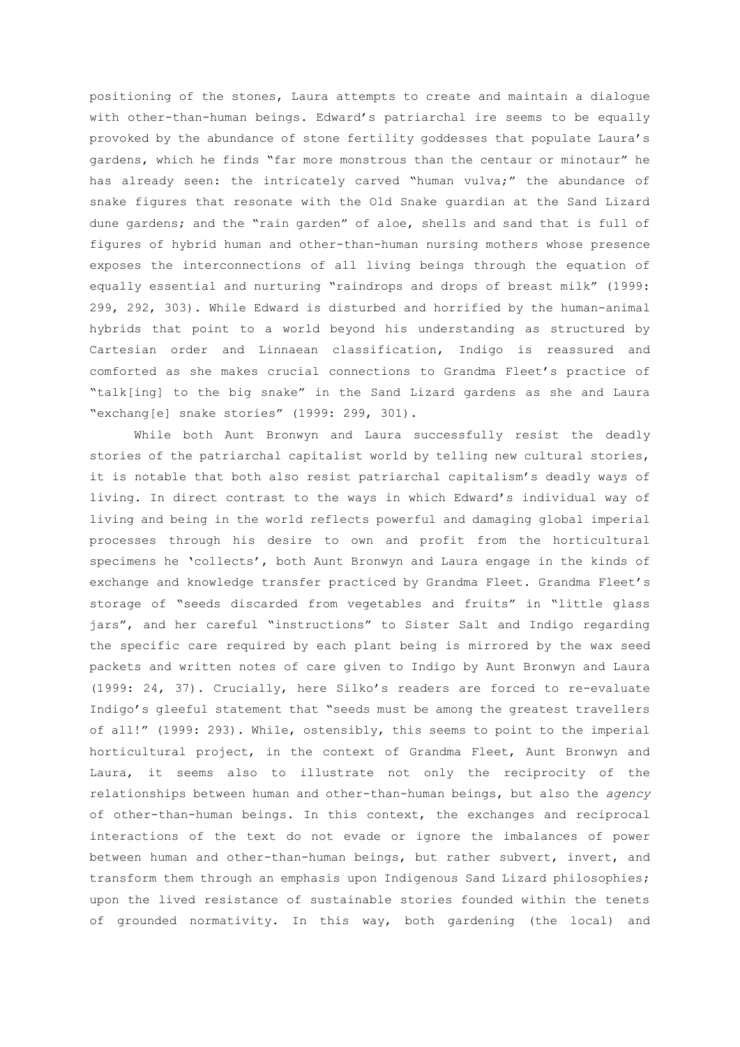positioning of the stones, Laura attempts to create and maintain a dialogue with other-than-human beings. Edward's patriarchal ire seems to be equally provoked by the abundance of stone fertility goddesses that populate Laura's gardens, which he finds "far more monstrous than the centaur or minotaur" he has already seen: the intricately carved "human vulva;" the abundance of snake figures that resonate with the Old Snake guardian at the Sand Lizard dune gardens; and the "rain garden" of aloe, shells and sand that is full of figures of hybrid human and other-than-human nursing mothers whose presence exposes the interconnections of all living beings through the equation of equally essential and nurturing "raindrops and drops of breast milk" (1999: 299, 292, 303). While Edward is disturbed and horrified by the human-animal hybrids that point to a world beyond his understanding as structured by Cartesian order and Linnaean classification, Indigo is reassured and comforted as she makes crucial connections to Grandma Fleet's practice of "talk[ing] to the big snake" in the Sand Lizard gardens as she and Laura "exchang[e] snake stories" (1999: 299, 301).

While both Aunt Bronwyn and Laura successfully resist the deadly stories of the patriarchal capitalist world by telling new cultural stories, it is notable that both also resist patriarchal capitalism's deadly ways of living. In direct contrast to the ways in which Edward's individual way of living and being in the world reflects powerful and damaging global imperial processes through his desire to own and profit from the horticultural specimens he 'collects', both Aunt Bronwyn and Laura engage in the kinds of exchange and knowledge transfer practiced by Grandma Fleet. Grandma Fleet's storage of "seeds discarded from vegetables and fruits" in "little glass jars", and her careful "instructions" to Sister Salt and Indigo regarding the specific care required by each plant being is mirrored by the wax seed packets and written notes of care given to Indigo by Aunt Bronwyn and Laura (1999: 24, 37). Crucially, here Silko's readers are forced to re-evaluate Indigo's gleeful statement that "seeds must be among the greatest travellers of all!" (1999: 293). While, ostensibly, this seems to point to the imperial horticultural project, in the context of Grandma Fleet, Aunt Bronwyn and Laura, it seems also to illustrate not only the reciprocity of the relationships between human and other-than-human beings, but also the *agency* of other-than-human beings. In this context, the exchanges and reciprocal interactions of the text do not evade or ignore the imbalances of power between human and other-than-human beings, but rather subvert, invert, and transform them through an emphasis upon Indigenous Sand Lizard philosophies; upon the lived resistance of sustainable stories founded within the tenets of grounded normativity. In this way, both gardening (the local) and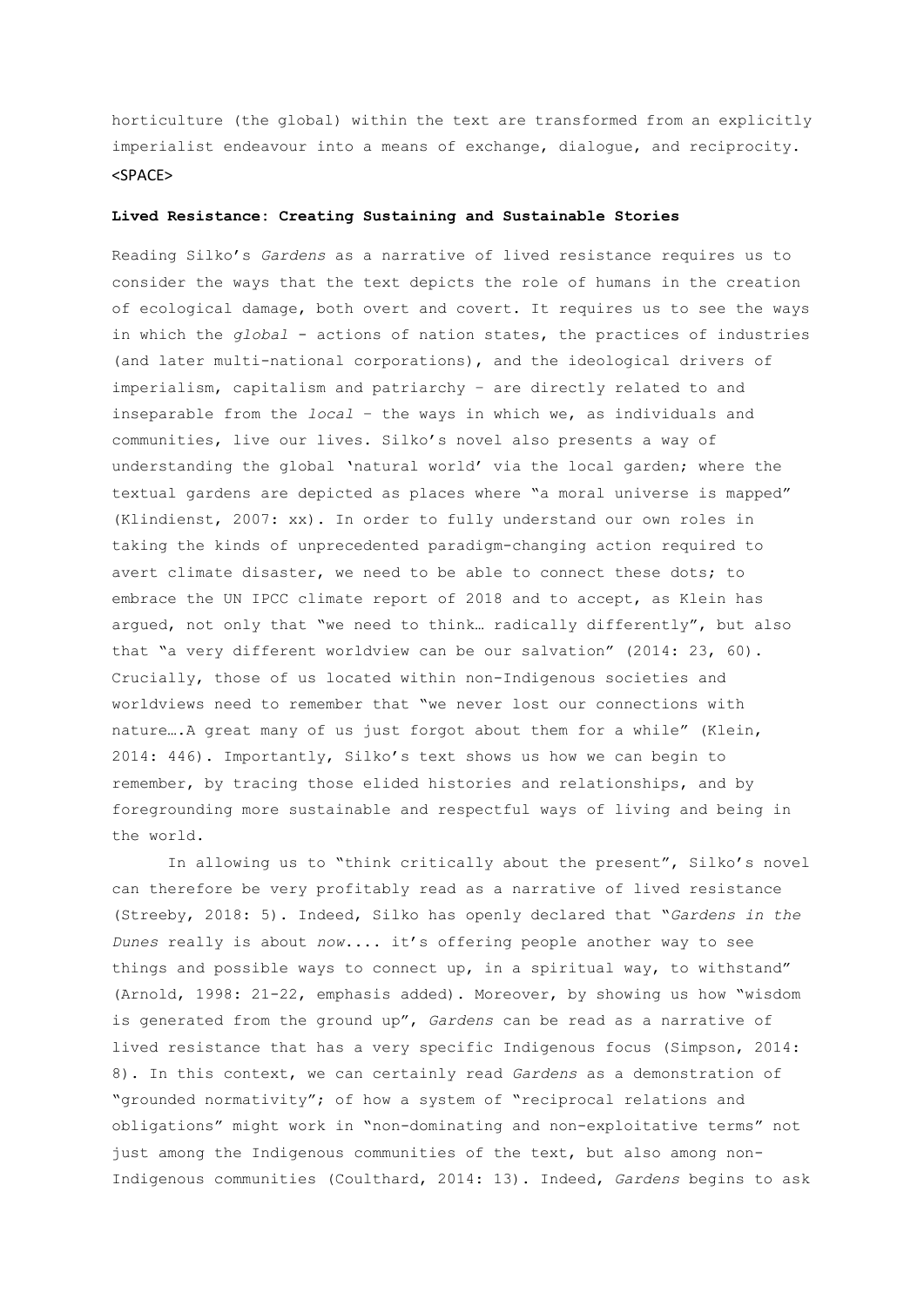horticulture (the global) within the text are transformed from an explicitly imperialist endeavour into a means of exchange, dialogue, and reciprocity.

<SPACE>

**Lived Resistance: Creating Sustaining and Sustainable Stories**

Reading Silko's *Gardens* as a narrative of lived resistance requires us to consider the ways that the text depicts the role of humans in the creation of ecological damage, both overt and covert. It requires us to see the ways in which the *global* - actions of nation states, the practices of industries (and later multi-national corporations), and the ideological drivers of imperialism, capitalism and patriarchy – are directly related to and inseparable from the *local* – the ways in which we, as individuals and communities, live our lives. Silko's novel also presents a way of understanding the global 'natural world' via the local garden; where the textual gardens are depicted as places where "a moral universe is mapped" (Klindienst, 2007: xx). In order to fully understand our own roles in taking the kinds of unprecedented paradigm-changing action required to avert climate disaster, we need to be able to connect these dots; to embrace the UN IPCC climate report of 2018 and to accept, as Klein has argued, not only that "we need to think… radically differently", but also that "a very different worldview can be our salvation" (2014: 23, 60). Crucially, those of us located within non-Indigenous societies and worldviews need to remember that "we never lost our connections with nature….A great many of us just forgot about them for a while" (Klein, 2014: 446). Importantly, Silko's text shows us how we can begin to remember, by tracing those elided histories and relationships, and by foregrounding more sustainable and respectful ways of living and being in the world.

In allowing us to "think critically about the present", Silko's novel can therefore be very profitably read as a narrative of lived resistance (Streeby, 2018: 5). Indeed, Silko has openly declared that "*Gardens in the Dunes* really is about *now*.... it's offering people another way to see things and possible ways to connect up, in a spiritual way, to withstand" (Arnold, 1998: 21-22, emphasis added). Moreover, by showing us how "wisdom is generated from the ground up", *Gardens* can be read as a narrative of lived resistance that has a very specific Indigenous focus (Simpson, 2014: 8). In this context, we can certainly read *Gardens* as a demonstration of "grounded normativity"; of how a system of "reciprocal relations and obligations" might work in "non-dominating and non-exploitative terms" not just among the Indigenous communities of the text, but also among non-Indigenous communities (Coulthard, 2014: 13). Indeed, *Gardens* begins to ask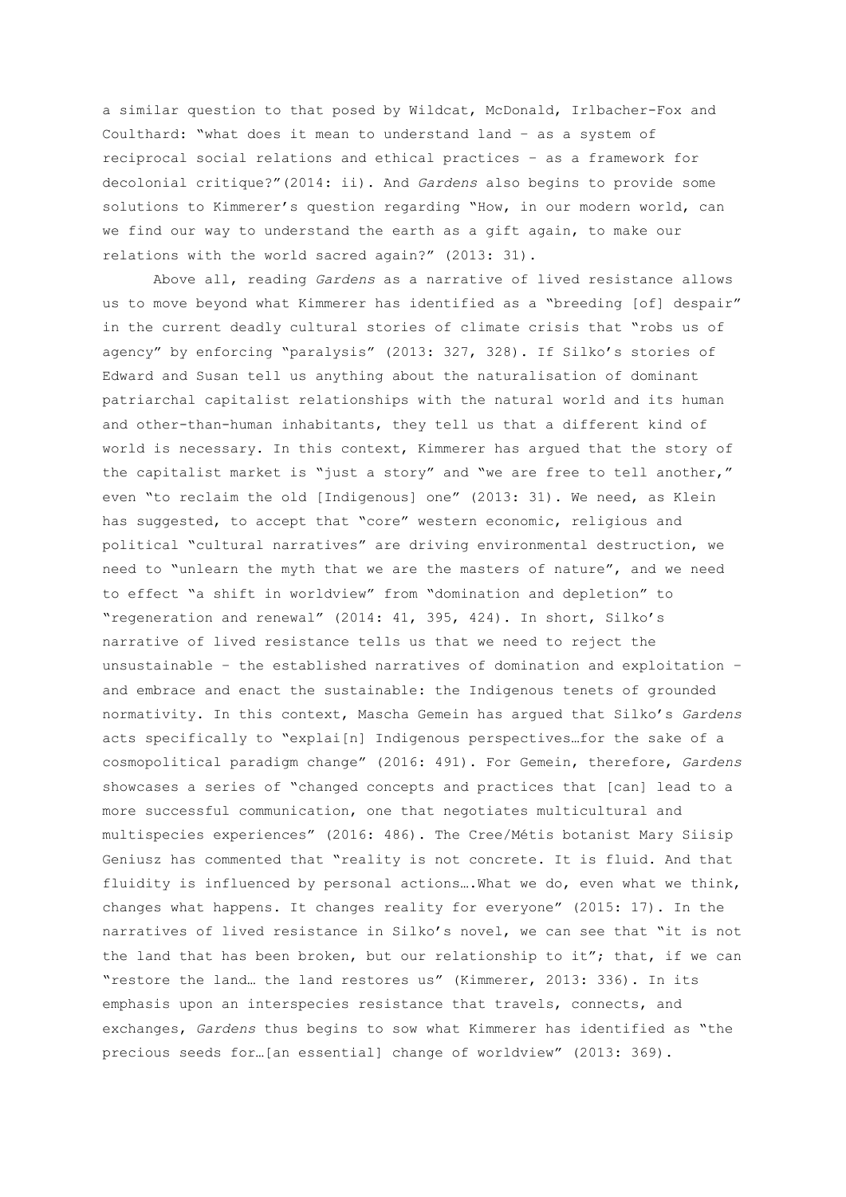a similar question to that posed by Wildcat, McDonald, Irlbacher-Fox and Coulthard: "what does it mean to understand land – as a system of reciprocal social relations and ethical practices – as a framework for decolonial critique?"(2014: ii). And *Gardens* also begins to provide some solutions to Kimmerer's question regarding "How, in our modern world, can we find our way to understand the earth as a gift again, to make our relations with the world sacred again?" (2013: 31).

Above all, reading *Gardens* as a narrative of lived resistance allows us to move beyond what Kimmerer has identified as a "breeding [of] despair" in the current deadly cultural stories of climate crisis that "robs us of agency" by enforcing "paralysis" (2013: 327, 328). If Silko's stories of Edward and Susan tell us anything about the naturalisation of dominant patriarchal capitalist relationships with the natural world and its human and other-than-human inhabitants, they tell us that a different kind of world is necessary. In this context, Kimmerer has argued that the story of the capitalist market is "just a story" and "we are free to tell another," even "to reclaim the old [Indigenous] one" (2013: 31). We need, as Klein has suggested, to accept that "core" western economic, religious and political "cultural narratives" are driving environmental destruction, we need to "unlearn the myth that we are the masters of nature", and we need to effect "a shift in worldview" from "domination and depletion" to "regeneration and renewal" (2014: 41, 395, 424). In short, Silko's narrative of lived resistance tells us that we need to reject the unsustainable – the established narratives of domination and exploitation – and embrace and enact the sustainable: the Indigenous tenets of grounded normativity. In this context, Mascha Gemein has argued that Silko's *Gardens* acts specifically to "explai[n] Indigenous perspectives…for the sake of a cosmopolitical paradigm change" (2016: 491). For Gemein, therefore, *Gardens* showcases a series of "changed concepts and practices that [can] lead to a more successful communication, one that negotiates multicultural and multispecies experiences" (2016: 486). The Cree/Métis botanist Mary Siisip Geniusz has commented that "reality is not concrete. It is fluid. And that fluidity is influenced by personal actions….What we do, even what we think, changes what happens. It changes reality for everyone" (2015: 17). In the narratives of lived resistance in Silko's novel, we can see that "it is not the land that has been broken, but our relationship to it"; that, if we can "restore the land… the land restores us" (Kimmerer, 2013: 336). In its emphasis upon an interspecies resistance that travels, connects, and exchanges, *Gardens* thus begins to sow what Kimmerer has identified as "the precious seeds for…[an essential] change of worldview" (2013: 369).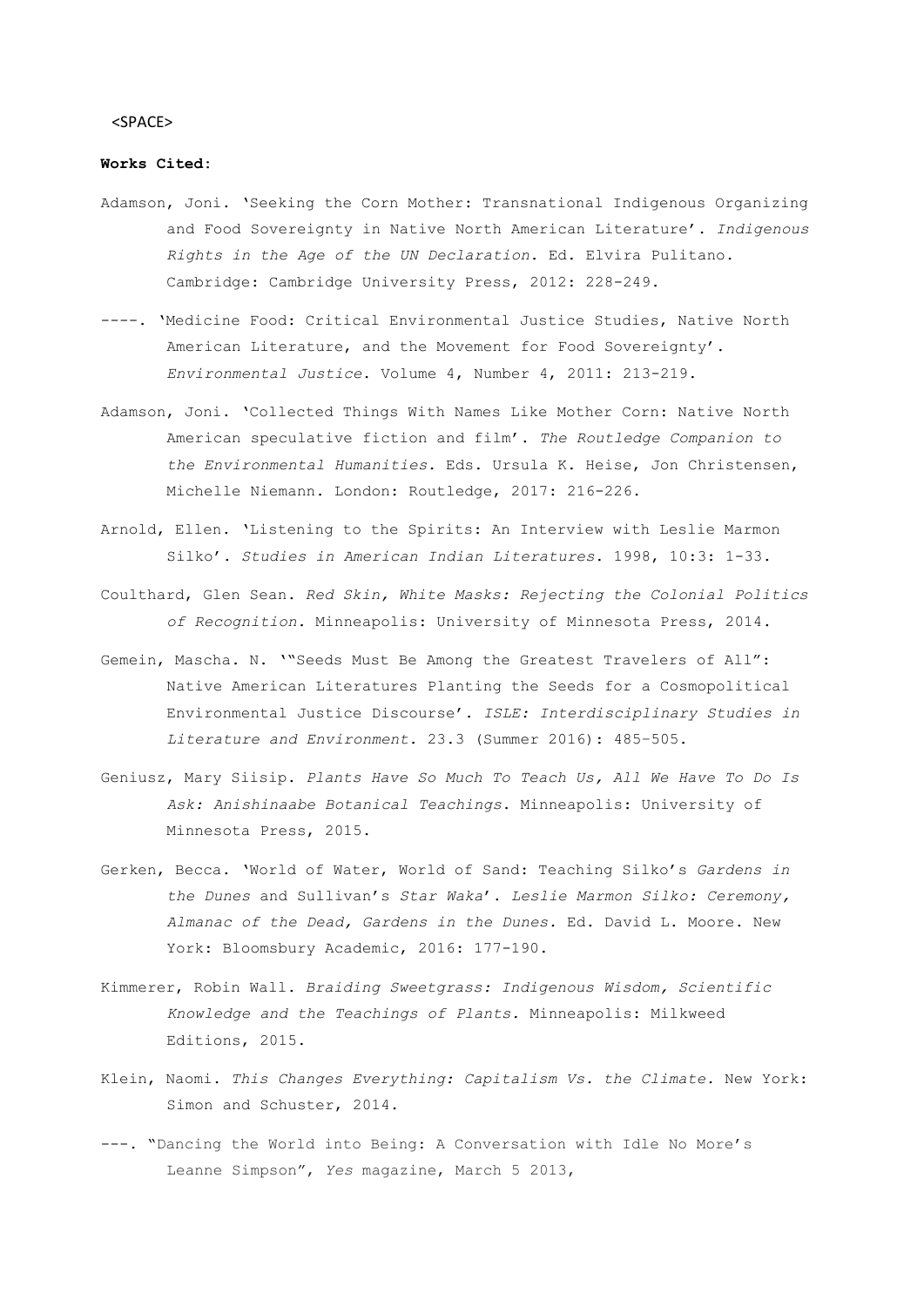<SPACE>

**Works Cited:**

Adamson, Joni. 'Seeking the Corn Mother: Transnational Indigenous Organizing and Food Sovereignty in Native North American Literature'. *Indigenous Rights in the Age of the UN Declaration*. Ed. Elvira Pulitano. Cambridge: Cambridge University Press, 2012: 228-249.

----. 'Medicine Food: Critical Environmental Justice Studies, Native North American Literature, and the Movement for Food Sovereignty'. *Environmental Justice*. Volume 4, Number 4, 2011: 213-219.

Adamson, Joni. 'Collected Things With Names Like Mother Corn: Native North American speculative fiction and film'. *The Routledge Companion to the Environmental Humanities*. Eds. Ursula K. Heise, Jon Christensen, Michelle Niemann. London: Routledge, 2017: 216-226.

Arnold, Ellen. 'Listening to the Spirits: An Interview with Leslie Marmon Silko'. *Studies in American Indian Literatures*. 1998, 10:3: 1-33.

Coulthard, Glen Sean. *Red Skin, White Masks: Rejecting the Colonial Politics of Recognition.* Minneapolis: University of Minnesota Press, 2014.

Gemein, Mascha. N. '"Seeds Must Be Among the Greatest Travelers of All": Native American Literatures Planting the Seeds for a Cosmopolitical Environmental Justice Discourse'. *ISLE: Interdisciplinary Studies in Literature and Environment*. 23.3 (Summer 2016): 485–505.

Geniusz, Mary Siisip. *Plants Have So Much To Teach Us, All We Have To Do Is Ask: Anishinaabe Botanical Teachings*. Minneapolis: University of Minnesota Press, 2015.

Gerken, Becca. 'World of Water, World of Sand: Teaching Silko's *Gardens in the Dunes* and Sullivan's *Star Waka*'. *Leslie Marmon Silko: Ceremony, Almanac of the Dead, Gardens in the Dunes*. Ed. David L. Moore. New York: Bloomsbury Academic, 2016: 177-190.

Kimmerer, Robin Wall. *Braiding Sweetgrass: Indigenous Wisdom, Scientific Knowledge and the Teachings of Plants.* Minneapolis: Milkweed Editions, 2015.

Klein, Naomi. *This Changes Everything: Capitalism Vs. the Climate.* New York: Simon and Schuster, 2014.

---. "Dancing the World into Being: A Conversation with Idle No More's Leanne Simpson", *Yes* magazine, March 5 2013,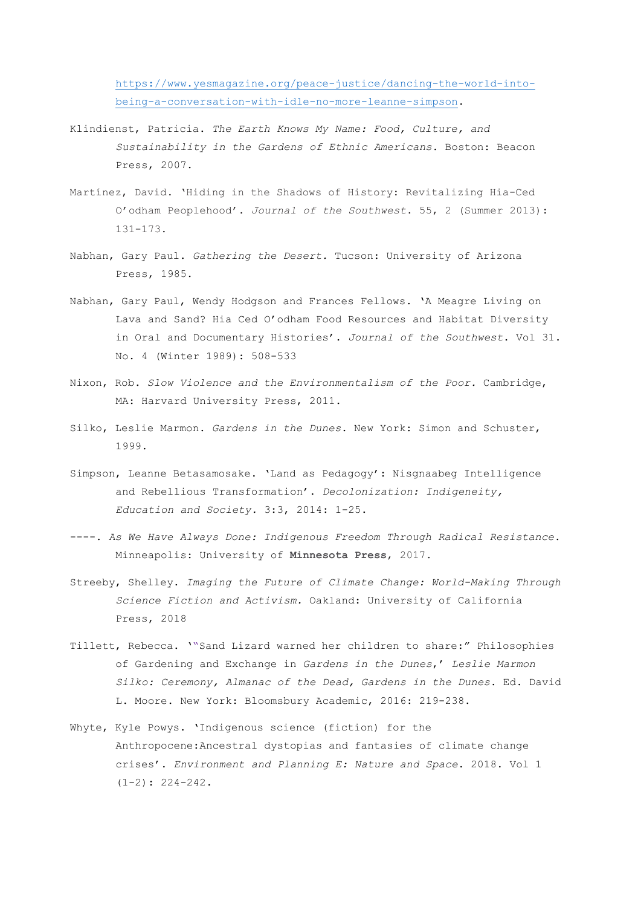https://www.yesmagazine.org/peace-justice/dancing-the-world-into-being-a-conversation-with-idle-no-more-leanne-simpson.

Klindienst, Patricia. *The Earth Knows My Name: Food, Culture, and Sustainability in the Gardens of Ethnic Americans.* Boston: Beacon Press, 2007.

Martínez, David. 'Hiding in the Shadows of History: Revitalizing Hia-Ced O'odham Peoplehood'. *Journal of the Southwest*. 55, 2 (Summer 2013): 131-173.

Nabhan, Gary Paul. *Gathering the Desert.* Tucson: University of Arizona Press, 1985.

Nabhan, Gary Paul, Wendy Hodgson and Frances Fellows. 'A Meagre Living on Lava and Sand? Hia Ced O'odham Food Resources and Habitat Diversity in Oral and Documentary Histories'. *Journal of the Southwest*. Vol 31. No. 4 (Winter 1989): 508-533

Nixon, Rob. *Slow Violence and the Environmentalism of the Poor.* Cambridge, MA: Harvard University Press, 2011.

Silko, Leslie Marmon. *Gardens in the Dunes.* New York: Simon and Schuster, 1999.

Simpson, Leanne Betasamosake. 'Land as Pedagogy': Nisgnaabeg Intelligence and Rebellious Transformation'. *Decolonization: Indigeneity, Education and Society.* 3:3, 2014: 1-25.

----. *As We Have Always Done: Indigenous Freedom Through Radical Resistance*. Minneapolis: University of **Minnesota Press**, 2017.

Streeby, Shelley. *Imaging the Future of Climate Change: World-Making Through Science Fiction and Activism.* Oakland: University of California Press, 2018

Tillett, Rebecca. '"Sand Lizard warned her children to share:" Philosophies of Gardening and Exchange in *Gardens in the Dunes*,' *Leslie Marmon Silko: Ceremony, Almanac of the Dead, Gardens in the Dunes.* Ed. David L. Moore. New York: Bloomsbury Academic, 2016: 219-238.

Whyte, Kyle Powys. 'Indigenous science (fiction) for the Anthropocene:Ancestral dystopias and fantasies of climate change crises'. *Environment and Planning E: Nature and Space*. 2018. Vol 1 (1-2): 224-242.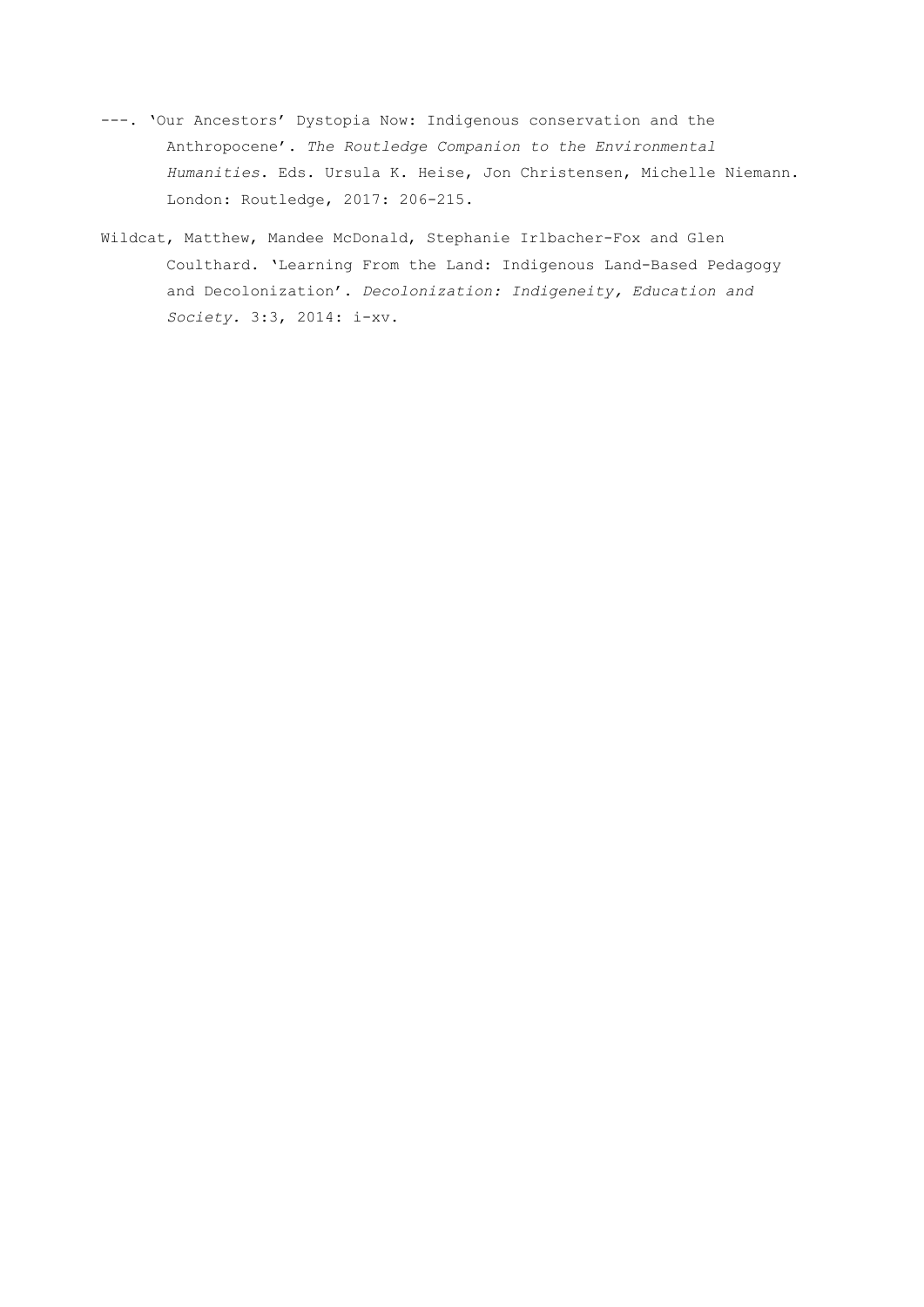---. 'Our Ancestors' Dystopia Now: Indigenous conservation and the Anthropocene'. *The Routledge Companion to the Environmental Humanities.* Eds. Ursula K. Heise, Jon Christensen, Michelle Niemann. London: Routledge, 2017: 206-215.

Wildcat, Matthew, Mandee McDonald, Stephanie Irlbacher-Fox and Glen Coulthard. 'Learning From the Land: Indigenous Land-Based Pedagogy and Decolonization'. *Decolonization: Indigeneity, Education and Society.* 3:3, 2014: i-xv.